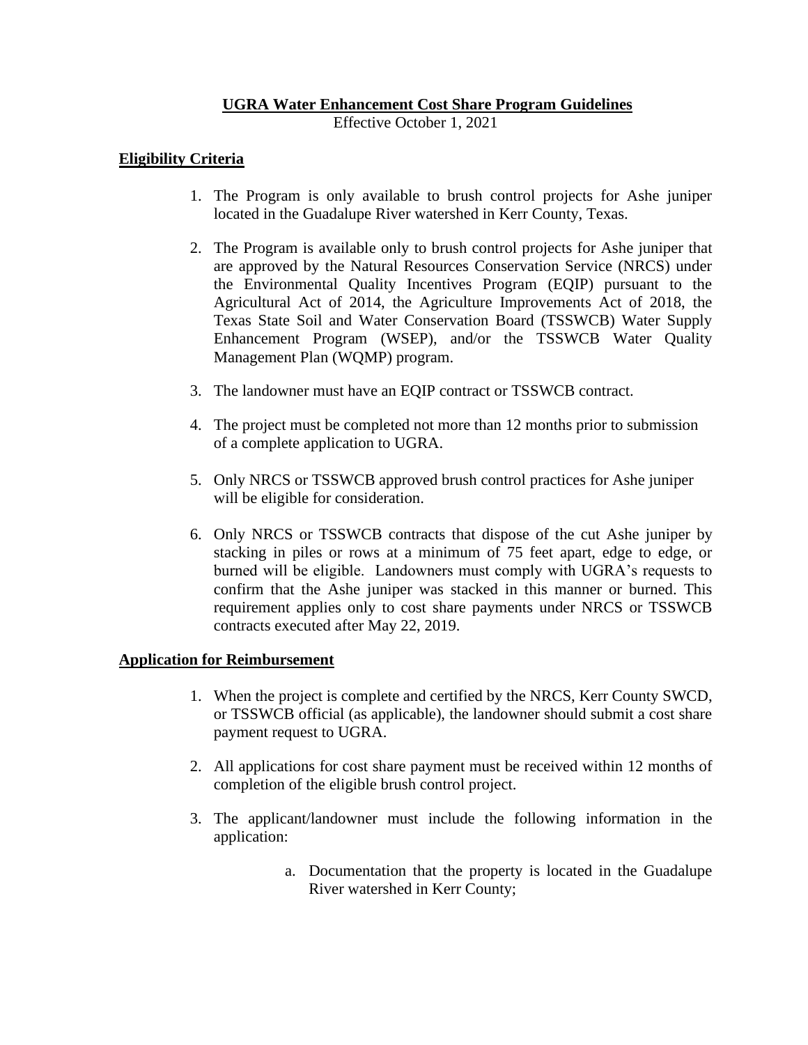# **UGRA Water Enhancement Cost Share Program Guidelines**

Effective October 1, 2021

## **Eligibility Criteria**

1. The Program is only available to brush control projects for Ashe juniper located in the Guadalupe River watershed in Kerr County, Texas.

2. The Program is available only to brush control projects for Ashe juniper that are approved by the Natural Resources Conservation Service (NRCS) under the Environmental Quality Incentives Program (EQIP) pursuant to the Agricultural Act of 2014, the Agriculture Improvements Act of 2018, the Texas State Soil and Water Conservation Board (TSSWCB) Water Supply Enhancement Program (WSEP), and/or the TSSWCB Water Quality Management Plan (WQMP) program.

3. The landowner must have an EQIP contract or TSSWCB contract.

4. The project must be completed not more than 12 months prior to submission of a complete application to UGRA.

5. Only NRCS or TSSWCB approved brush control practices for Ashe juniper will be eligible for consideration.

6. Only NRCS or TSSWCB contracts that dispose of the cut Ashe juniper by stacking in piles or rows at a minimum of 75 feet apart, edge to edge, or burned will be eligible. Landowners must comply with UGRA's requests to confirm that the Ashe juniper was stacked in this manner or burned. This requirement applies only to cost share payments under NRCS or TSSWCB contracts executed after May 22, 2019.

## **Application for Reimbursement**

1. When the project is complete and certified by the NRCS, Kerr County SWCD, or TSSWCB official (as applicable), the landowner should submit a cost share payment request to UGRA.

2. All applications for cost share payment must be received within 12 months of completion of the eligible brush control project.

3. The applicant/landowner must include the following information in the application:

    a. Documentation that the property is located in the Guadalupe River watershed in Kerr County;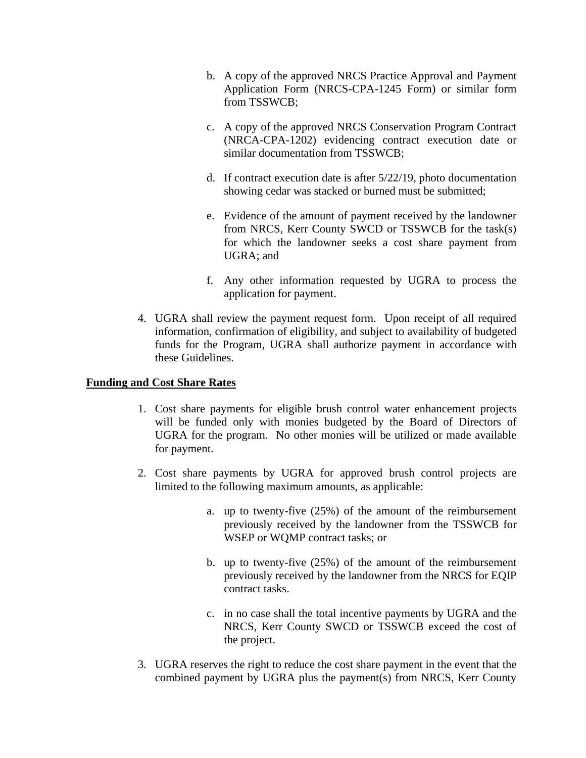b. A copy of the approved NRCS Practice Approval and Payment Application Form (NRCS-CPA-1245 Form) or similar form from TSSWCB;

c. A copy of the approved NRCS Conservation Program Contract (NRCA-CPA-1202) evidencing contract execution date or similar documentation from TSSWCB;

d. If contract execution date is after 5/22/19, photo documentation showing cedar was stacked or burned must be submitted;

e. Evidence of the amount of payment received by the landowner from NRCS, Kerr County SWCD or TSSWCB for the task(s) for which the landowner seeks a cost share payment from UGRA; and

f. Any other information requested by UGRA to process the application for payment.

4. UGRA shall review the payment request form. Upon receipt of all required information, confirmation of eligibility, and subject to availability of budgeted funds for the Program, UGRA shall authorize payment in accordance with these Guidelines.

**Funding and Cost Share Rates**

1. Cost share payments for eligible brush control water enhancement projects will be funded only with monies budgeted by the Board of Directors of UGRA for the program. No other monies will be utilized or made available for payment.

2. Cost share payments by UGRA for approved brush control projects are limited to the following maximum amounts, as applicable:

    a. up to twenty-five (25%) of the amount of the reimbursement previously received by the landowner from the TSSWCB for WSEP or WQMP contract tasks; or

    b. up to twenty-five (25%) of the amount of the reimbursement previously received by the landowner from the NRCS for EQIP contract tasks.

    c. in no case shall the total incentive payments by UGRA and the NRCS, Kerr County SWCD or TSSWCB exceed the cost of the project.

3. UGRA reserves the right to reduce the cost share payment in the event that the combined payment by UGRA plus the payment(s) from NRCS, Kerr County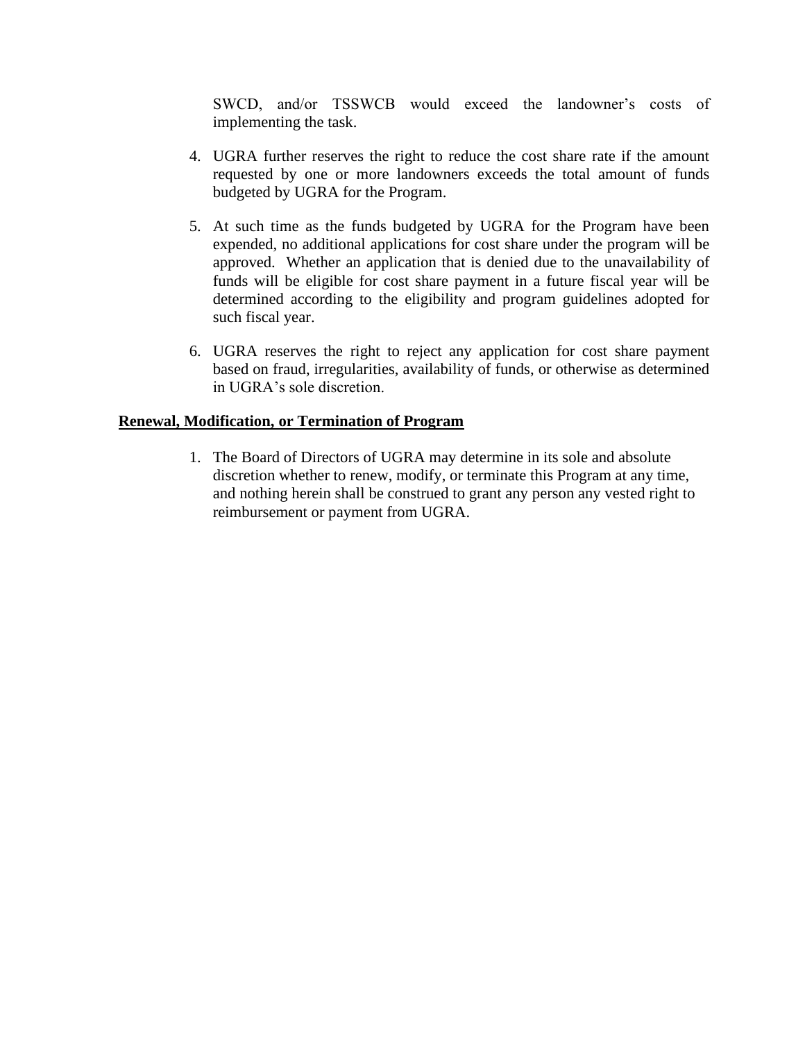SWCD, and/or TSSWCB would exceed the landowner's costs of implementing the task.

4. UGRA further reserves the right to reduce the cost share rate if the amount requested by one or more landowners exceeds the total amount of funds budgeted by UGRA for the Program.

5. At such time as the funds budgeted by UGRA for the Program have been expended, no additional applications for cost share under the program will be approved. Whether an application that is denied due to the unavailability of funds will be eligible for cost share payment in a future fiscal year will be determined according to the eligibility and program guidelines adopted for such fiscal year.

6. UGRA reserves the right to reject any application for cost share payment based on fraud, irregularities, availability of funds, or otherwise as determined in UGRA's sole discretion.

**<u>Renewal, Modification, or Termination of Program</u>**

1. The Board of Directors of UGRA may determine in its sole and absolute discretion whether to renew, modify, or terminate this Program at any time, and nothing herein shall be construed to grant any person any vested right to reimbursement or payment from UGRA.